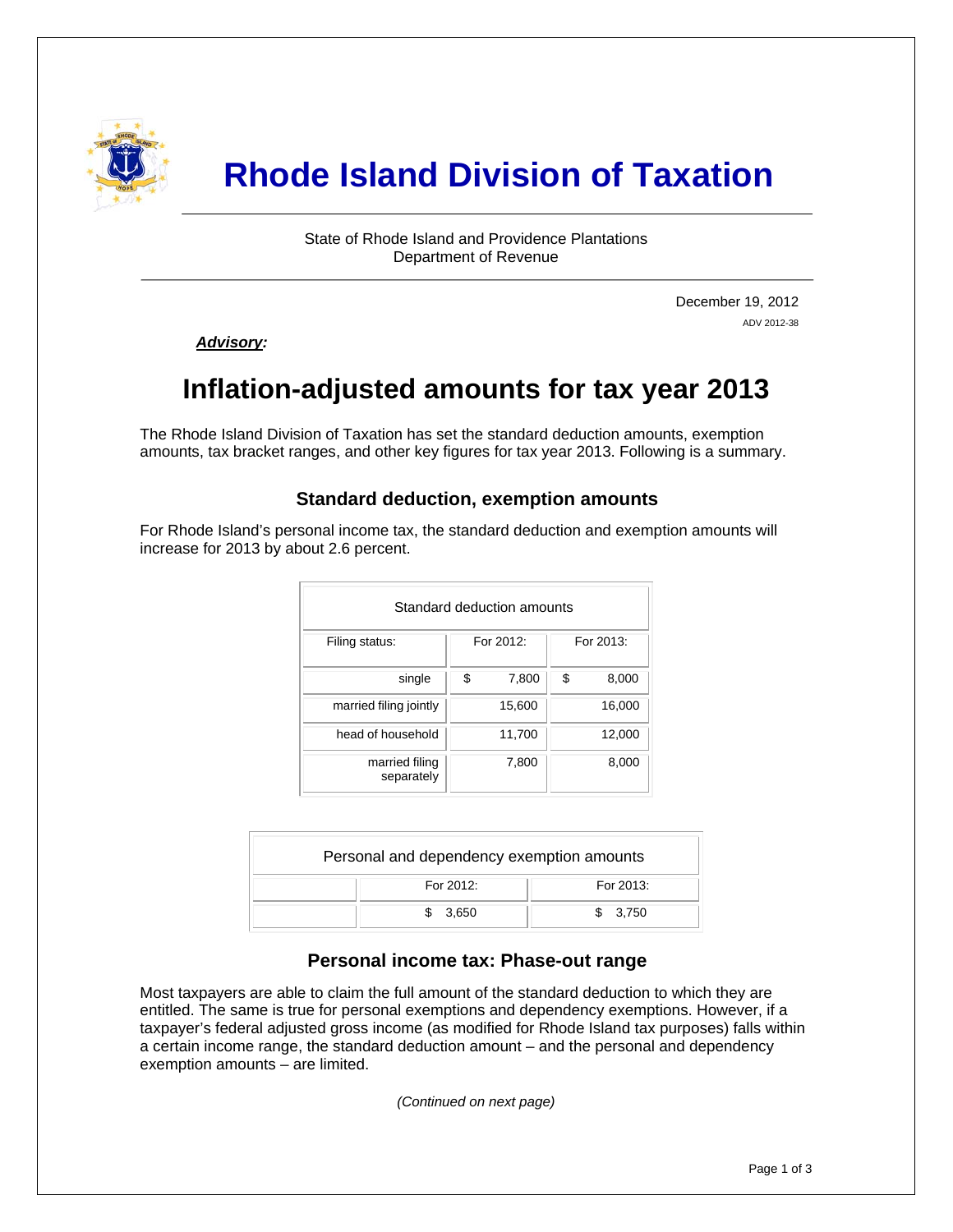# Rhode Island Division of Taxation

State of Rhode Island and Providence Plantations
Department of Revenue

December 19, 2012
ADV 2012-38

***Advisory:***

## Inflation-adjusted amounts for tax year 2013

The Rhode Island Division of Taxation has set the standard deduction amounts, exemption amounts, tax bracket ranges, and other key figures for tax year 2013. Following is a summary.

### Standard deduction, exemption amounts

For Rhode Island's personal income tax, the standard deduction and exemption amounts will increase for 2013 by about 2.6 percent.

| Standard deduction amounts | | |
|---|---|---|
| Filing status: | For 2012: | For 2013: |
| single | $ 7,800 | $ 8,000 |
| married filing jointly | 15,600 | 16,000 |
| head of household | 11,700 | 12,000 |
| married filing separately | 7,800 | 8,000 |

| Personal and dependency exemption amounts | | |
|---|---|---|
| | For 2012: | For 2013: |
| | $ 3,650 | $ 3,750 |

### Personal income tax: Phase-out range

Most taxpayers are able to claim the full amount of the standard deduction to which they are entitled. The same is true for personal exemptions and dependency exemptions. However, if a taxpayer's federal adjusted gross income (as modified for Rhode Island tax purposes) falls within a certain income range, the standard deduction amount – and the personal and dependency exemption amounts – are limited.

*(Continued on next page)*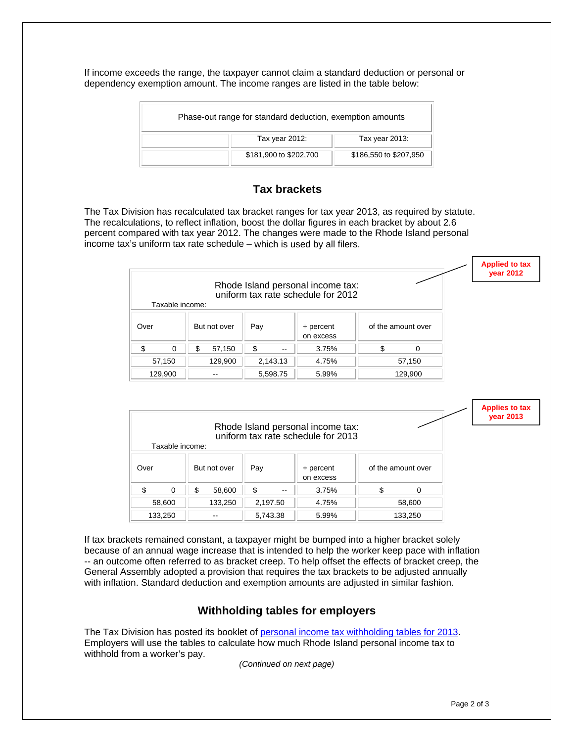If income exceeds the range, the taxpayer cannot claim a standard deduction or personal or dependency exemption amount. The income ranges are listed in the table below:

| Phase-out range for standard deduction, exemption amounts | | |
|---|---|---|
| | Tax year 2012: | Tax year 2013: |
| | $181,900 to $202,700 | $186,550 to $207,950 |

## Tax brackets

The Tax Division has recalculated tax bracket ranges for tax year 2013, as required by statute. The recalculations, to reflect inflation, boost the dollar figures in each bracket by about 2.6 percent compared with tax year 2012. The changes were made to the Rhode Island personal income tax's uniform tax rate schedule – which is used by all filers.

**Applied to tax year 2012**

Rhode Island personal income tax: uniform tax rate schedule for 2012

Taxable income:

| Over | But not over | Pay | + percent on excess | of the amount over |
|---|---|---|---|---|
| $ 0 | $ 57,150 | $ -- | 3.75% | $ 0 |
| 57,150 | 129,900 | 2,143.13 | 4.75% | 57,150 |
| 129,900 | -- | 5,598.75 | 5.99% | 129,900 |

**Applies to tax year 2013**

Rhode Island personal income tax: uniform tax rate schedule for 2013

Taxable income:

| Over | But not over | Pay | + percent on excess | of the amount over |
|---|---|---|---|---|
| $ 0 | $ 58,600 | $ -- | 3.75% | $ 0 |
| 58,600 | 133,250 | 2,197.50 | 4.75% | 58,600 |
| 133,250 | -- | 5,743.38 | 5.99% | 133,250 |

If tax brackets remained constant, a taxpayer might be bumped into a higher bracket solely because of an annual wage increase that is intended to help the worker keep pace with inflation -- an outcome often referred to as bracket creep. To help offset the effects of bracket creep, the General Assembly adopted a provision that requires the tax brackets to be adjusted annually with inflation. Standard deduction and exemption amounts are adjusted in similar fashion.

## Withholding tables for employers

The Tax Division has posted its booklet of personal income tax withholding tables for 2013. Employers will use the tables to calculate how much Rhode Island personal income tax to withhold from a worker's pay.

*(Continued on next page)*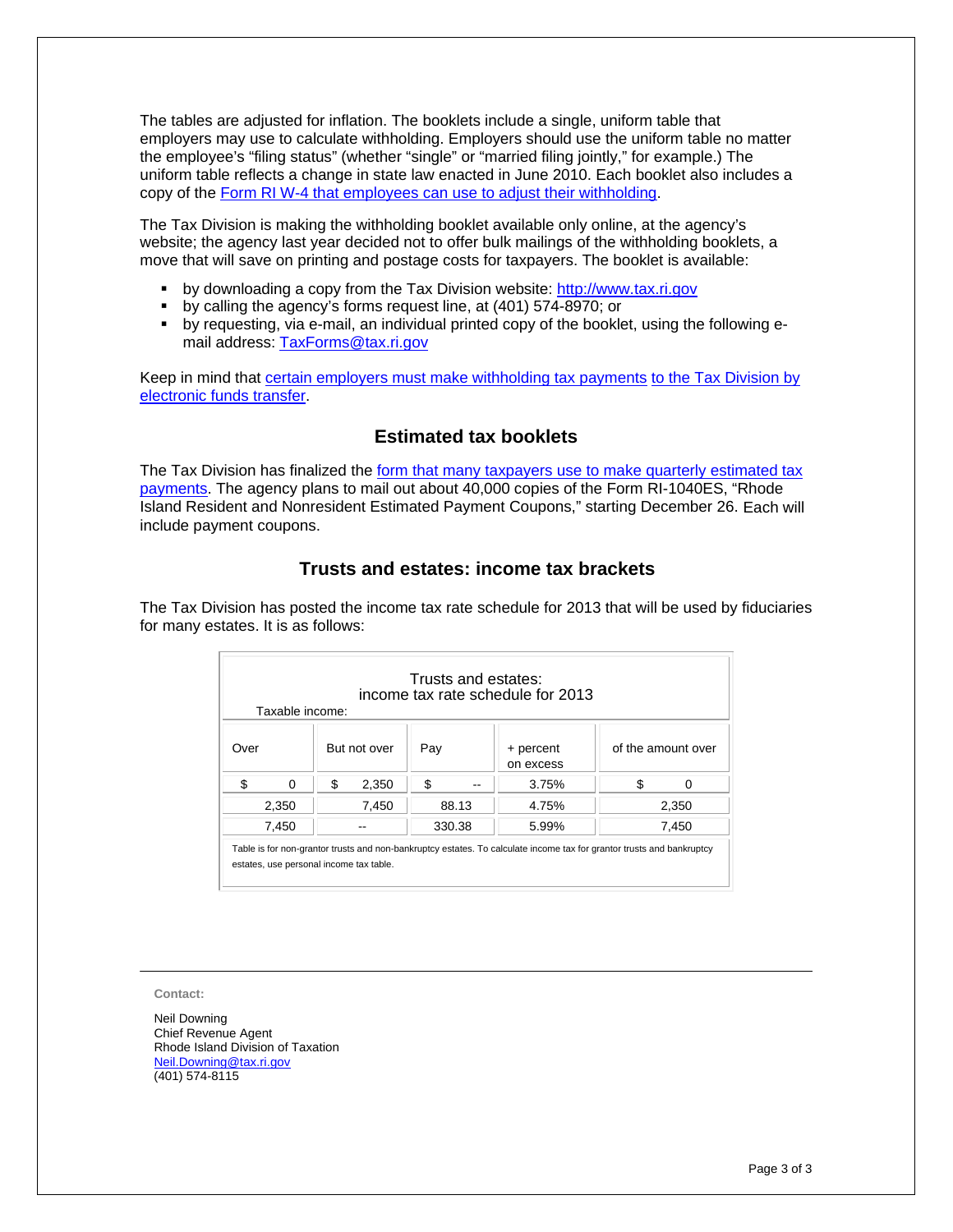The tables are adjusted for inflation. The booklets include a single, uniform table that employers may use to calculate withholding. Employers should use the uniform table no matter the employee's "filing status" (whether "single" or "married filing jointly," for example.) The uniform table reflects a change in state law enacted in June 2010. Each booklet also includes a copy of the Form RI W-4 that employees can use to adjust their withholding.

The Tax Division is making the withholding booklet available only online, at the agency's website; the agency last year decided not to offer bulk mailings of the withholding booklets, a move that will save on printing and postage costs for taxpayers. The booklet is available:

- by downloading a copy from the Tax Division website: http://www.tax.ri.gov
- by calling the agency's forms request line, at (401) 574-8970; or
- by requesting, via e-mail, an individual printed copy of the booklet, using the following e-mail address: TaxForms@tax.ri.gov

Keep in mind that certain employers must make withholding tax payments to the Tax Division by electronic funds transfer.

## Estimated tax booklets

The Tax Division has finalized the form that many taxpayers use to make quarterly estimated tax payments. The agency plans to mail out about 40,000 copies of the Form RI-1040ES, "Rhode Island Resident and Nonresident Estimated Payment Coupons," starting December 26. Each will include payment coupons.

## Trusts and estates: income tax brackets

The Tax Division has posted the income tax rate schedule for 2013 that will be used by fiduciaries for many estates. It is as follows:

Trusts and estates:
income tax rate schedule for 2013

Taxable income:

| Over | But not over | Pay | + percent on excess | of the amount over |
|---|---|---|---|---|
| $ 0 | $ 2,350 | $ -- | 3.75% | $ 0 |
| 2,350 | 7,450 | 88.13 | 4.75% | 2,350 |
| 7,450 | -- | 330.38 | 5.99% | 7,450 |

Table is for non-grantor trusts and non-bankruptcy estates. To calculate income tax for grantor trusts and bankruptcy estates, use personal income tax table.

---

**Contact:**

Neil Downing
Chief Revenue Agent
Rhode Island Division of Taxation
Neil.Downing@tax.ri.gov
(401) 574-8115